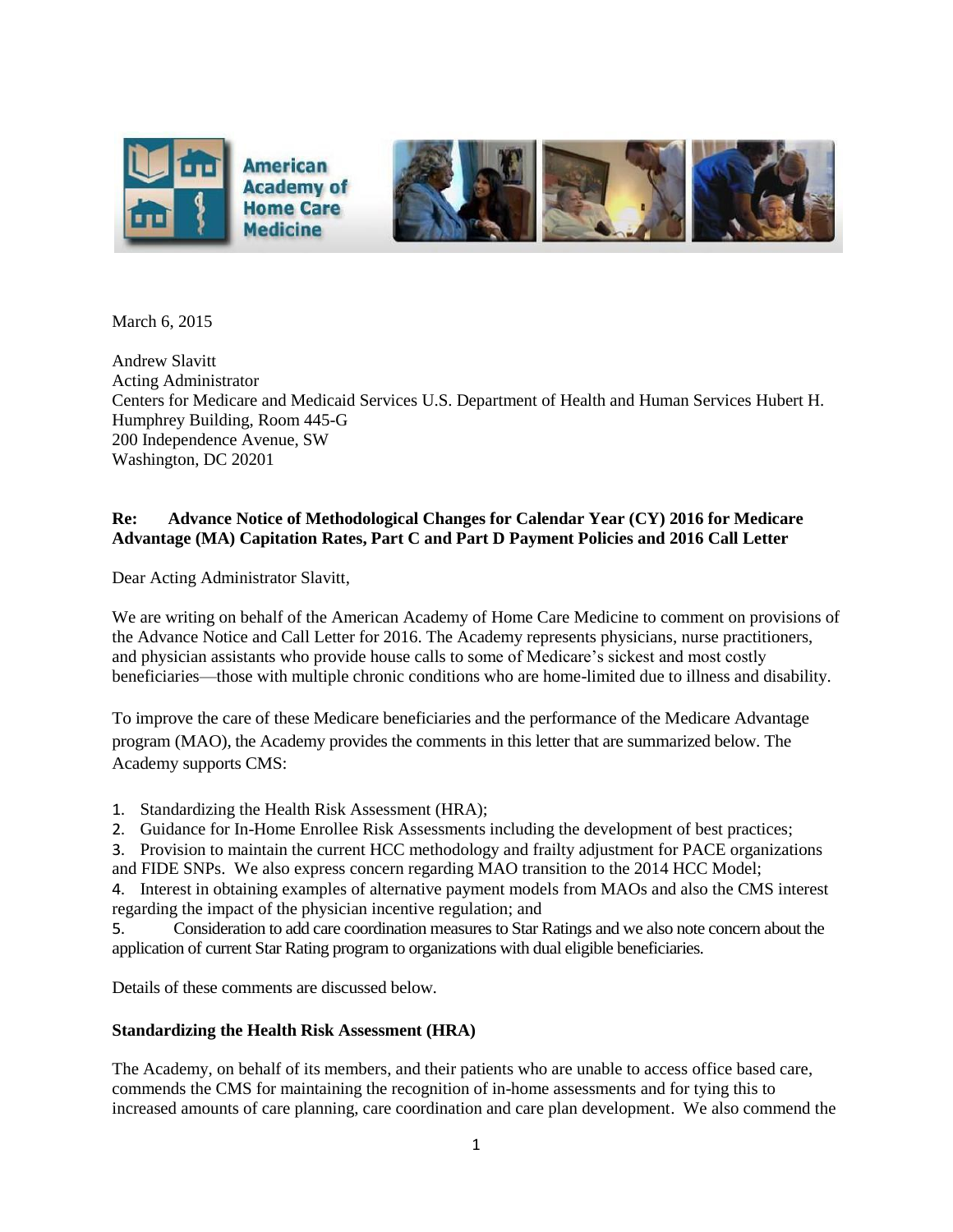American Academy of Home Care Medicine

March 6, 2015

Andrew Slavitt
Acting Administrator
Centers for Medicare and Medicaid Services U.S. Department of Health and Human Services Hubert H. Humphrey Building, Room 445-G
200 Independence Avenue, SW
Washington, DC 20201

**Re: Advance Notice of Methodological Changes for Calendar Year (CY) 2016 for Medicare Advantage (MA) Capitation Rates, Part C and Part D Payment Policies and 2016 Call Letter**

Dear Acting Administrator Slavitt,

We are writing on behalf of the American Academy of Home Care Medicine to comment on provisions of the Advance Notice and Call Letter for 2016. The Academy represents physicians, nurse practitioners, and physician assistants who provide house calls to some of Medicare's sickest and most costly beneficiaries—those with multiple chronic conditions who are home-limited due to illness and disability.

To improve the care of these Medicare beneficiaries and the performance of the Medicare Advantage program (MAO), the Academy provides the comments in this letter that are summarized below. The Academy supports CMS:

1. Standardizing the Health Risk Assessment (HRA);
2. Guidance for In-Home Enrollee Risk Assessments including the development of best practices;
3. Provision to maintain the current HCC methodology and frailty adjustment for PACE organizations and FIDE SNPs. We also express concern regarding MAO transition to the 2014 HCC Model;
4. Interest in obtaining examples of alternative payment models from MAOs and also the CMS interest regarding the impact of the physician incentive regulation; and
5. Consideration to add care coordination measures to Star Ratings and we also note concern about the application of current Star Rating program to organizations with dual eligible beneficiaries.

Details of these comments are discussed below.

**Standardizing the Health Risk Assessment (HRA)**

The Academy, on behalf of its members, and their patients who are unable to access office based care, commends the CMS for maintaining the recognition of in-home assessments and for tying this to increased amounts of care planning, care coordination and care plan development. We also commend the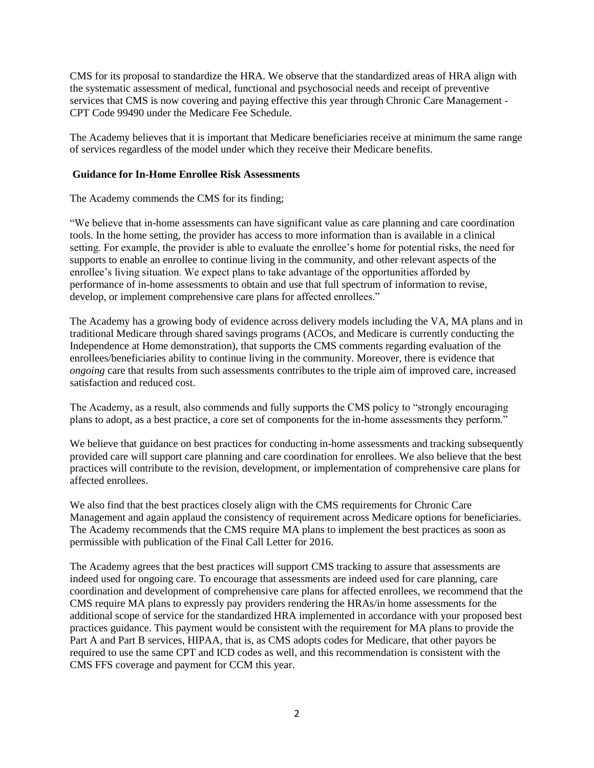CMS for its proposal to standardize the HRA. We observe that the standardized areas of HRA align with the systematic assessment of medical, functional and psychosocial needs and receipt of preventive services that CMS is now covering and paying effective this year through Chronic Care Management - CPT Code 99490 under the Medicare Fee Schedule.

The Academy believes that it is important that Medicare beneficiaries receive at minimum the same range of services regardless of the model under which they receive their Medicare benefits.

**Guidance for In-Home Enrollee Risk Assessments**

The Academy commends the CMS for its finding;

"We believe that in-home assessments can have significant value as care planning and care coordination tools. In the home setting, the provider has access to more information than is available in a clinical setting. For example, the provider is able to evaluate the enrollee's home for potential risks, the need for supports to enable an enrollee to continue living in the community, and other relevant aspects of the enrollee's living situation. We expect plans to take advantage of the opportunities afforded by performance of in-home assessments to obtain and use that full spectrum of information to revise, develop, or implement comprehensive care plans for affected enrollees."

The Academy has a growing body of evidence across delivery models including the VA, MA plans and in traditional Medicare through shared savings programs (ACOs, and Medicare is currently conducting the Independence at Home demonstration), that supports the CMS comments regarding evaluation of the enrollees/beneficiaries ability to continue living in the community. Moreover, there is evidence that *ongoing* care that results from such assessments contributes to the triple aim of improved care, increased satisfaction and reduced cost.

The Academy, as a result, also commends and fully supports the CMS policy to "strongly encouraging plans to adopt, as a best practice, a core set of components for the in-home assessments they perform."

We believe that guidance on best practices for conducting in-home assessments and tracking subsequently provided care will support care planning and care coordination for enrollees. We also believe that the best practices will contribute to the revision, development, or implementation of comprehensive care plans for affected enrollees.

We also find that the best practices closely align with the CMS requirements for Chronic Care Management and again applaud the consistency of requirement across Medicare options for beneficiaries. The Academy recommends that the CMS require MA plans to implement the best practices as soon as permissible with publication of the Final Call Letter for 2016.

The Academy agrees that the best practices will support CMS tracking to assure that assessments are indeed used for ongoing care. To encourage that assessments are indeed used for care planning, care coordination and development of comprehensive care plans for affected enrollees, we recommend that the CMS require MA plans to expressly pay providers rendering the HRAs/in home assessments for the additional scope of service for the standardized HRA implemented in accordance with your proposed best practices guidance. This payment would be consistent with the requirement for MA plans to provide the Part A and Part B services, HIPAA, that is, as CMS adopts codes for Medicare, that other payors be required to use the same CPT and ICD codes as well, and this recommendation is consistent with the CMS FFS coverage and payment for CCM this year.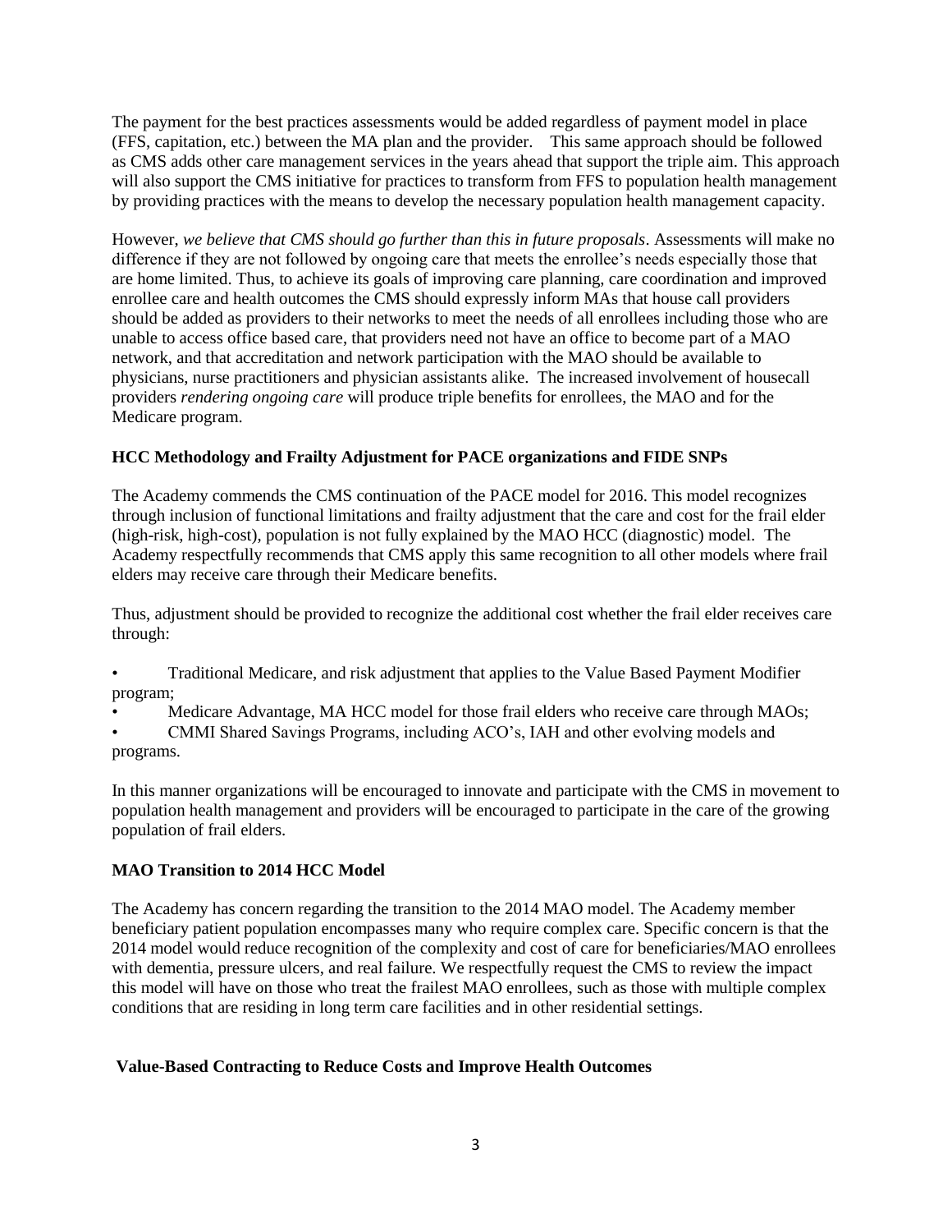The payment for the best practices assessments would be added regardless of payment model in place (FFS, capitation, etc.) between the MA plan and the provider. This same approach should be followed as CMS adds other care management services in the years ahead that support the triple aim. This approach will also support the CMS initiative for practices to transform from FFS to population health management by providing practices with the means to develop the necessary population health management capacity.

However, *we believe that CMS should go further than this in future proposals*. Assessments will make no difference if they are not followed by ongoing care that meets the enrollee's needs especially those that are home limited. Thus, to achieve its goals of improving care planning, care coordination and improved enrollee care and health outcomes the CMS should expressly inform MAs that house call providers should be added as providers to their networks to meet the needs of all enrollees including those who are unable to access office based care, that providers need not have an office to become part of a MAO network, and that accreditation and network participation with the MAO should be available to physicians, nurse practitioners and physician assistants alike. The increased involvement of housecall providers *rendering ongoing care* will produce triple benefits for enrollees, the MAO and for the Medicare program.

**HCC Methodology and Frailty Adjustment for PACE organizations and FIDE SNPs**

The Academy commends the CMS continuation of the PACE model for 2016. This model recognizes through inclusion of functional limitations and frailty adjustment that the care and cost for the frail elder (high-risk, high-cost), population is not fully explained by the MAO HCC (diagnostic) model. The Academy respectfully recommends that CMS apply this same recognition to all other models where frail elders may receive care through their Medicare benefits.

Thus, adjustment should be provided to recognize the additional cost whether the frail elder receives care through:

- Traditional Medicare, and risk adjustment that applies to the Value Based Payment Modifier program;
- Medicare Advantage, MA HCC model for those frail elders who receive care through MAOs;
- CMMI Shared Savings Programs, including ACO's, IAH and other evolving models and programs.

In this manner organizations will be encouraged to innovate and participate with the CMS in movement to population health management and providers will be encouraged to participate in the care of the growing population of frail elders.

**MAO Transition to 2014 HCC Model**

The Academy has concern regarding the transition to the 2014 MAO model. The Academy member beneficiary patient population encompasses many who require complex care. Specific concern is that the 2014 model would reduce recognition of the complexity and cost of care for beneficiaries/MAO enrollees with dementia, pressure ulcers, and real failure. We respectfully request the CMS to review the impact this model will have on those who treat the frailest MAO enrollees, such as those with multiple complex conditions that are residing in long term care facilities and in other residential settings.

**Value-Based Contracting to Reduce Costs and Improve Health Outcomes**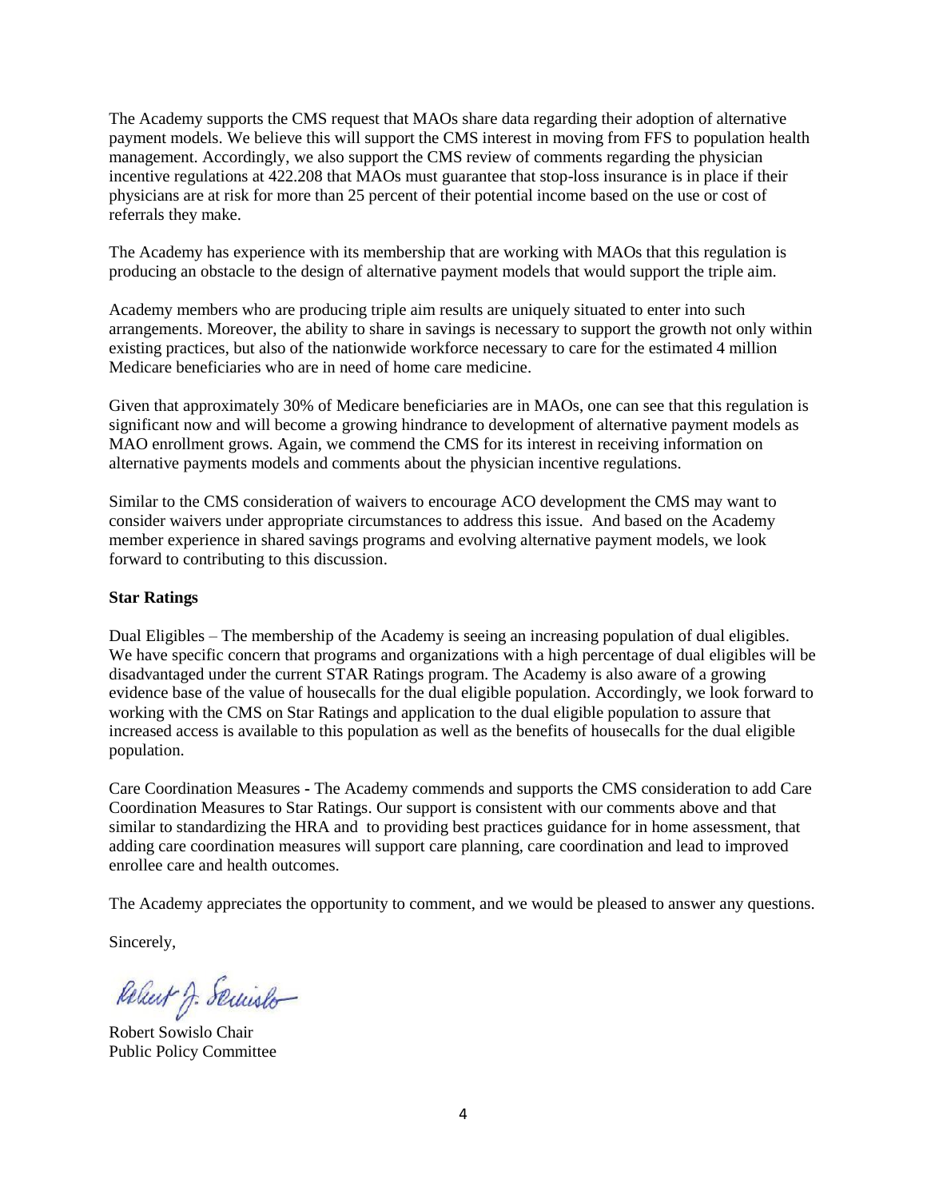The Academy supports the CMS request that MAOs share data regarding their adoption of alternative payment models. We believe this will support the CMS interest in moving from FFS to population health management. Accordingly, we also support the CMS review of comments regarding the physician incentive regulations at 422.208 that MAOs must guarantee that stop-loss insurance is in place if their physicians are at risk for more than 25 percent of their potential income based on the use or cost of referrals they make.

The Academy has experience with its membership that are working with MAOs that this regulation is producing an obstacle to the design of alternative payment models that would support the triple aim.

Academy members who are producing triple aim results are uniquely situated to enter into such arrangements. Moreover, the ability to share in savings is necessary to support the growth not only within existing practices, but also of the nationwide workforce necessary to care for the estimated 4 million Medicare beneficiaries who are in need of home care medicine.

Given that approximately 30% of Medicare beneficiaries are in MAOs, one can see that this regulation is significant now and will become a growing hindrance to development of alternative payment models as MAO enrollment grows. Again, we commend the CMS for its interest in receiving information on alternative payments models and comments about the physician incentive regulations.

Similar to the CMS consideration of waivers to encourage ACO development the CMS may want to consider waivers under appropriate circumstances to address this issue. And based on the Academy member experience in shared savings programs and evolving alternative payment models, we look forward to contributing to this discussion.

**Star Ratings**

Dual Eligibles – The membership of the Academy is seeing an increasing population of dual eligibles. We have specific concern that programs and organizations with a high percentage of dual eligibles will be disadvantaged under the current STAR Ratings program. The Academy is also aware of a growing evidence base of the value of housecalls for the dual eligible population. Accordingly, we look forward to working with the CMS on Star Ratings and application to the dual eligible population to assure that increased access is available to this population as well as the benefits of housecalls for the dual eligible population.

Care Coordination Measures - The Academy commends and supports the CMS consideration to add Care Coordination Measures to Star Ratings. Our support is consistent with our comments above and that similar to standardizing the HRA and to providing best practices guidance for in home assessment, that adding care coordination measures will support care planning, care coordination and lead to improved enrollee care and health outcomes.

The Academy appreciates the opportunity to comment, and we would be pleased to answer any questions.

Sincerely,

Robert J. Sowislo

Robert Sowislo Chair
Public Policy Committee